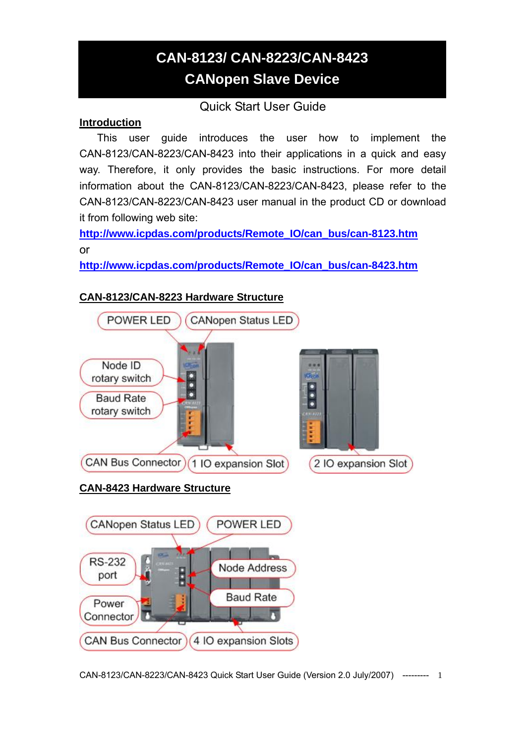# CAN-8123/ CAN-8223/CAN-8423
# CANopen Slave Device

Quick Start User Guide

## Introduction

This user guide introduces the user how to implement the CAN-8123/CAN-8223/CAN-8423 into their applications in a quick and easy way. Therefore, it only provides the basic instructions. For more detail information about the CAN-8123/CAN-8223/CAN-8423, please refer to the CAN-8123/CAN-8223/CAN-8423 user manual in the product CD or download it from following web site:

http://www.icpdas.com/products/Remote_IO/can_bus/can-8123.htm

or

http://www.icpdas.com/products/Remote_IO/can_bus/can-8423.htm

## CAN-8123/CAN-8223 Hardware Structure

POWER LED
CANopen Status LED
Node ID rotary switch
Baud Rate rotary switch
CAN Bus Connector
1 IO expansion Slot
2 IO expansion Slot

## CAN-8423 Hardware Structure

CANopen Status LED
POWER LED
RS-232 port
Node Address
Baud Rate
Power Connector
CAN Bus Connector
4 IO expansion Slots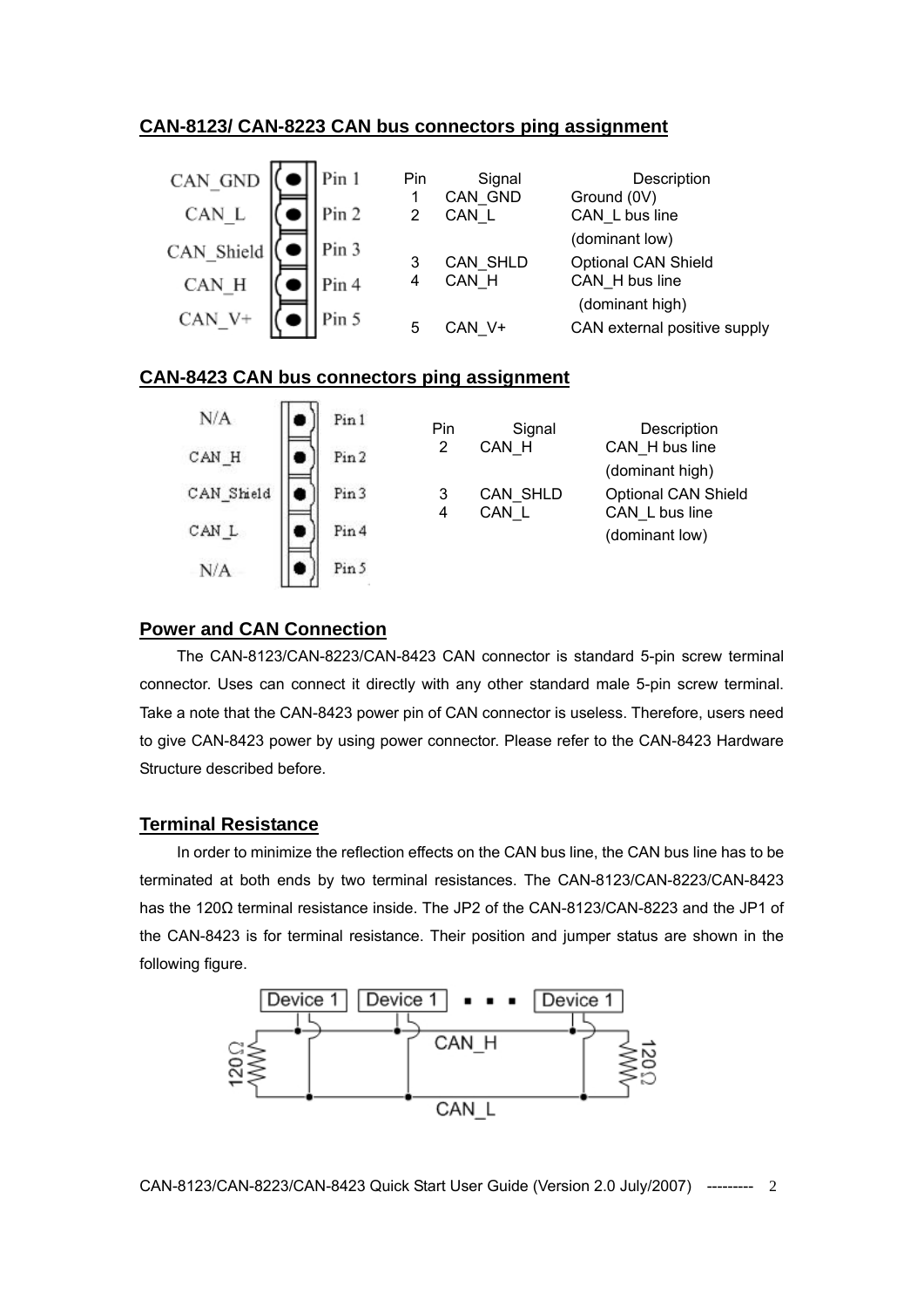## CAN-8123/ CAN-8223 CAN bus connectors ping assignment

| Pin | Signal | Description |
|---|---|---|
| 1 | CAN_GND | Ground (0V) |
| 2 | CAN_L | CAN_L bus line (dominant low) |
| 3 | CAN_SHLD | Optional CAN Shield |
| 4 | CAN_H | CAN_H bus line (dominant high) |
| 5 | CAN_V+ | CAN external positive supply |

## CAN-8423 CAN bus connectors ping assignment

| Pin | Signal | Description |
|---|---|---|
| 2 | CAN_H | CAN_H bus line (dominant high) |
| 3 | CAN_SHLD | Optional CAN Shield |
| 4 | CAN_L | CAN_L bus line (dominant low) |

## Power and CAN Connection

The CAN-8123/CAN-8223/CAN-8423 CAN connector is standard 5-pin screw terminal connector. Uses can connect it directly with any other standard male 5-pin screw terminal. Take a note that the CAN-8423 power pin of CAN connector is useless. Therefore, users need to give CAN-8423 power by using power connector. Please refer to the CAN-8423 Hardware Structure described before.

## Terminal Resistance

In order to minimize the reflection effects on the CAN bus line, the CAN bus line has to be terminated at both ends by two terminal resistances. The CAN-8123/CAN-8223/CAN-8423 has the 120Ω terminal resistance inside. The JP2 of the CAN-8123/CAN-8223 and the JP1 of the CAN-8423 is for terminal resistance. Their position and jumper status are shown in the following figure.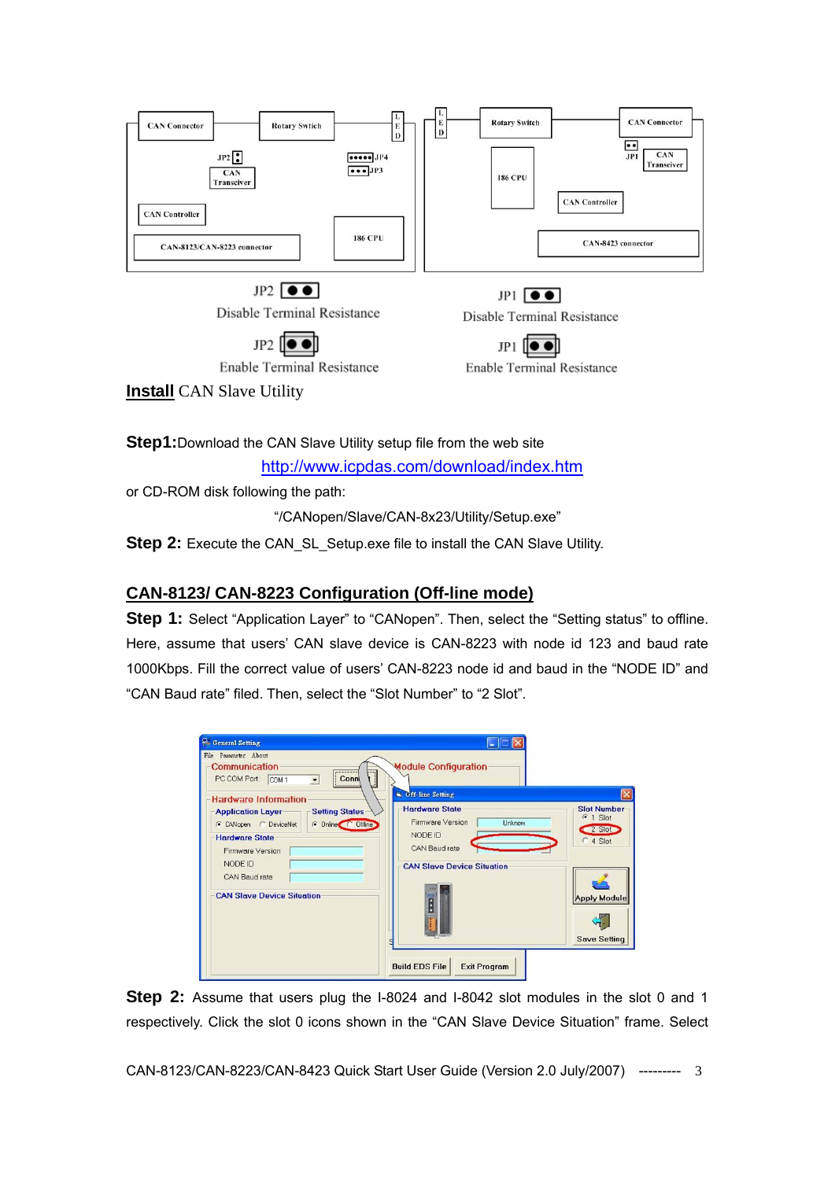JP2 Disable Terminal Resistance

JP2 Enable Terminal Resistance

JP1 Disable Terminal Resistance

JP1 Enable Terminal Resistance

**Install** CAN Slave Utility

**Step1:** Download the CAN Slave Utility setup file from the web site

http://www.icpdas.com/download/index.htm

or CD-ROM disk following the path:

"/CANopen/Slave/CAN-8x23/Utility/Setup.exe"

**Step 2:** Execute the CAN_SL_Setup.exe file to install the CAN Slave Utility.

## CAN-8123/ CAN-8223 Configuration (Off-line mode)

**Step 1:** Select "Application Layer" to "CANopen". Then, select the "Setting status" to offline. Here, assume that users' CAN slave device is CAN-8223 with node id 123 and baud rate 1000Kbps. Fill the correct value of users' CAN-8223 node id and baud in the "NODE ID" and "CAN Baud rate" filed. Then, select the "Slot Number" to "2 Slot".

**Step 2:** Assume that users plug the I-8024 and I-8042 slot modules in the slot 0 and 1 respectively. Click the slot 0 icons shown in the "CAN Slave Device Situation" frame. Select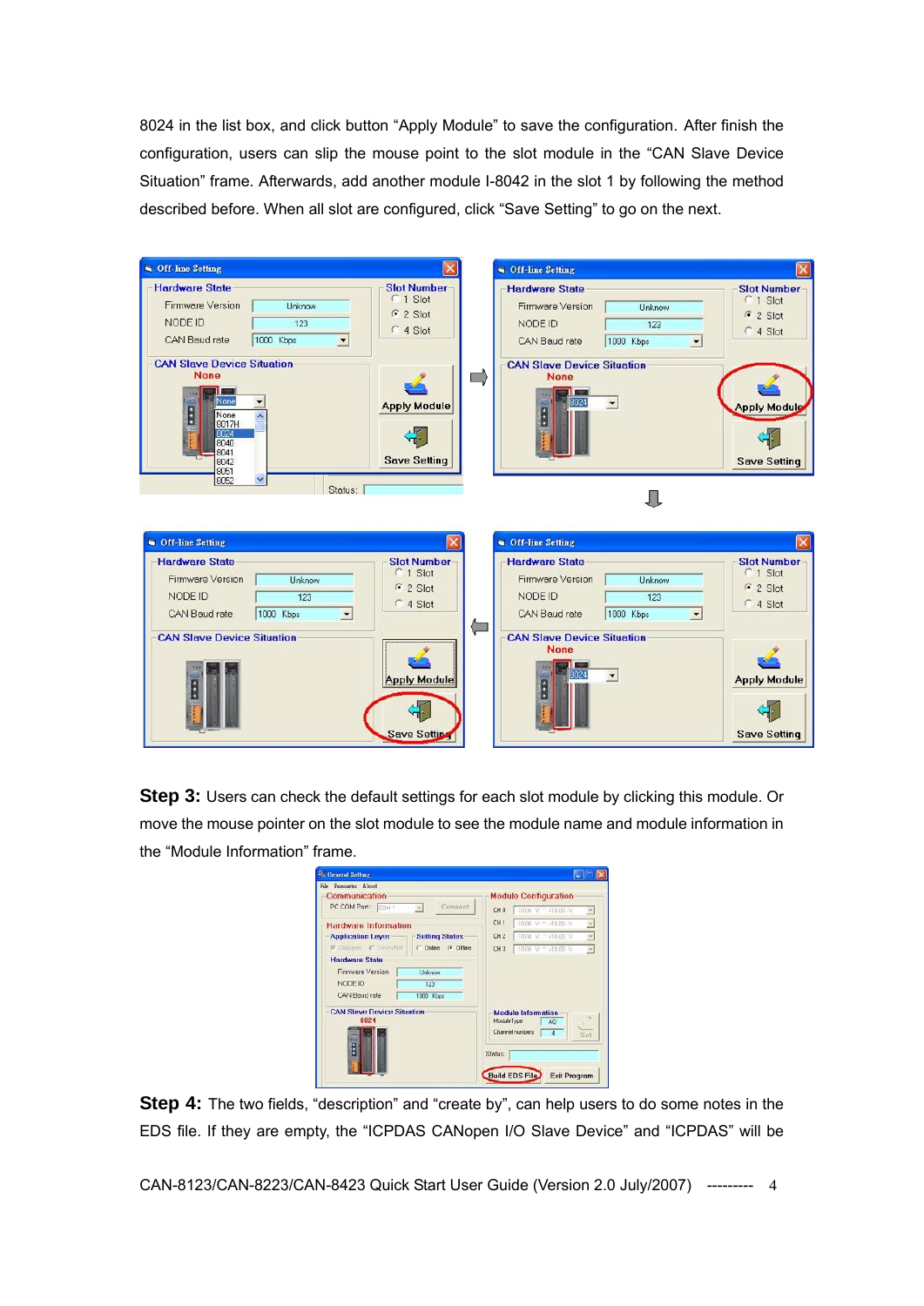8024 in the list box, and click button "Apply Module" to save the configuration. After finish the configuration, users can slip the mouse point to the slot module in the "CAN Slave Device Situation" frame. Afterwards, add another module I-8042 in the slot 1 by following the method described before. When all slot are configured, click "Save Setting" to go on the next.

**Step 3:** Users can check the default settings for each slot module by clicking this module. Or move the mouse pointer on the slot module to see the module name and module information in the "Module Information" frame.

**Step 4:** The two fields, "description" and "create by", can help users to do some notes in the EDS file. If they are empty, the "ICPDAS CANopen I/O Slave Device" and "ICPDAS" will be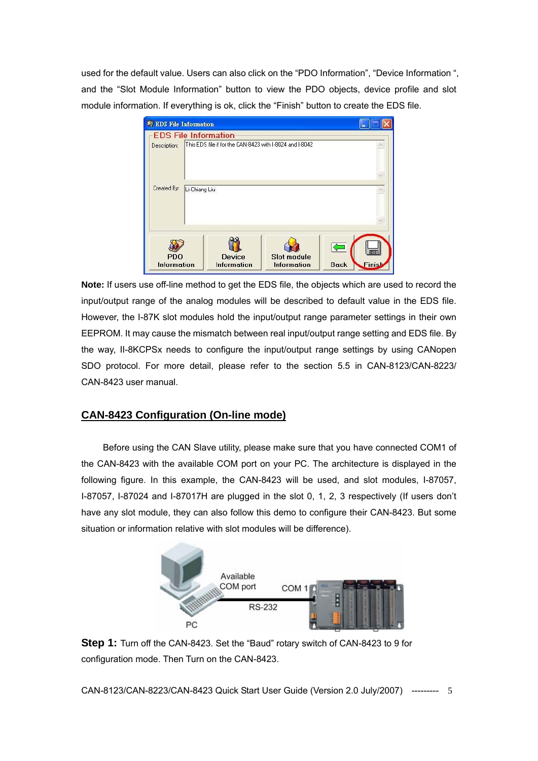used for the default value. Users can also click on the "PDO Information", "Device Information ", and the "Slot Module Information" button to view the PDO objects, device profile and slot module information. If everything is ok, click the "Finish" button to create the EDS file.

**Note:** If users use off-line method to get the EDS file, the objects which are used to record the input/output range of the analog modules will be described to default value in the EDS file. However, the I-87K slot modules hold the input/output range parameter settings in their own EEPROM. It may cause the mismatch between real input/output range setting and EDS file. By the way, II-8KCPSx needs to configure the input/output range settings by using CANopen SDO protocol. For more detail, please refer to the section 5.5 in CAN-8123/CAN-8223/ CAN-8423 user manual.

## CAN-8423 Configuration (On-line mode)

Before using the CAN Slave utility, please make sure that you have connected COM1 of the CAN-8423 with the available COM port on your PC. The architecture is displayed in the following figure. In this example, the CAN-8423 will be used, and slot modules, I-87057, I-87057, I-87024 and I-87017H are plugged in the slot 0, 1, 2, 3 respectively (If users don't have any slot module, they can also follow this demo to configure their CAN-8423. But some situation or information relative with slot modules will be difference).

**Step 1:** Turn off the CAN-8423. Set the "Baud" rotary switch of CAN-8423 to 9 for configuration mode. Then Turn on the CAN-8423.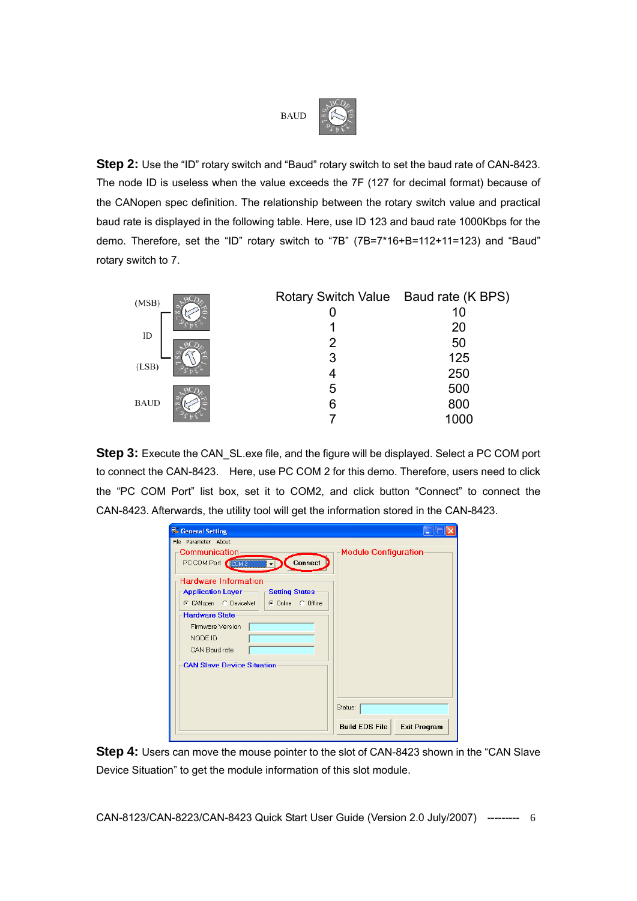BAUD

**Step 2:** Use the "ID" rotary switch and "Baud" rotary switch to set the baud rate of CAN-8423. The node ID is useless when the value exceeds the 7F (127 for decimal format) because of the CANopen spec definition. The relationship between the rotary switch value and practical baud rate is displayed in the following table. Here, use ID 123 and baud rate 1000Kbps for the demo. Therefore, set the "ID" rotary switch to "7B" (7B=7*16+B=112+11=123) and "Baud" rotary switch to 7.

(MSB)

ID

(LSB)

BAUD

| Rotary Switch Value | Baud rate (K BPS) |
|---|---|
| 0 | 10 |
| 1 | 20 |
| 2 | 50 |
| 3 | 125 |
| 4 | 250 |
| 5 | 500 |
| 6 | 800 |
| 7 | 1000 |

**Step 3:** Execute the CAN_SL.exe file, and the figure will be displayed. Select a PC COM port to connect the CAN-8423. Here, use PC COM 2 for this demo. Therefore, users need to click the "PC COM Port" list box, set it to COM2, and click button "Connect" to connect the CAN-8423. Afterwards, the utility tool will get the information stored in the CAN-8423.

**Step 4:** Users can move the mouse pointer to the slot of CAN-8423 shown in the "CAN Slave Device Situation" to get the module information of this slot module.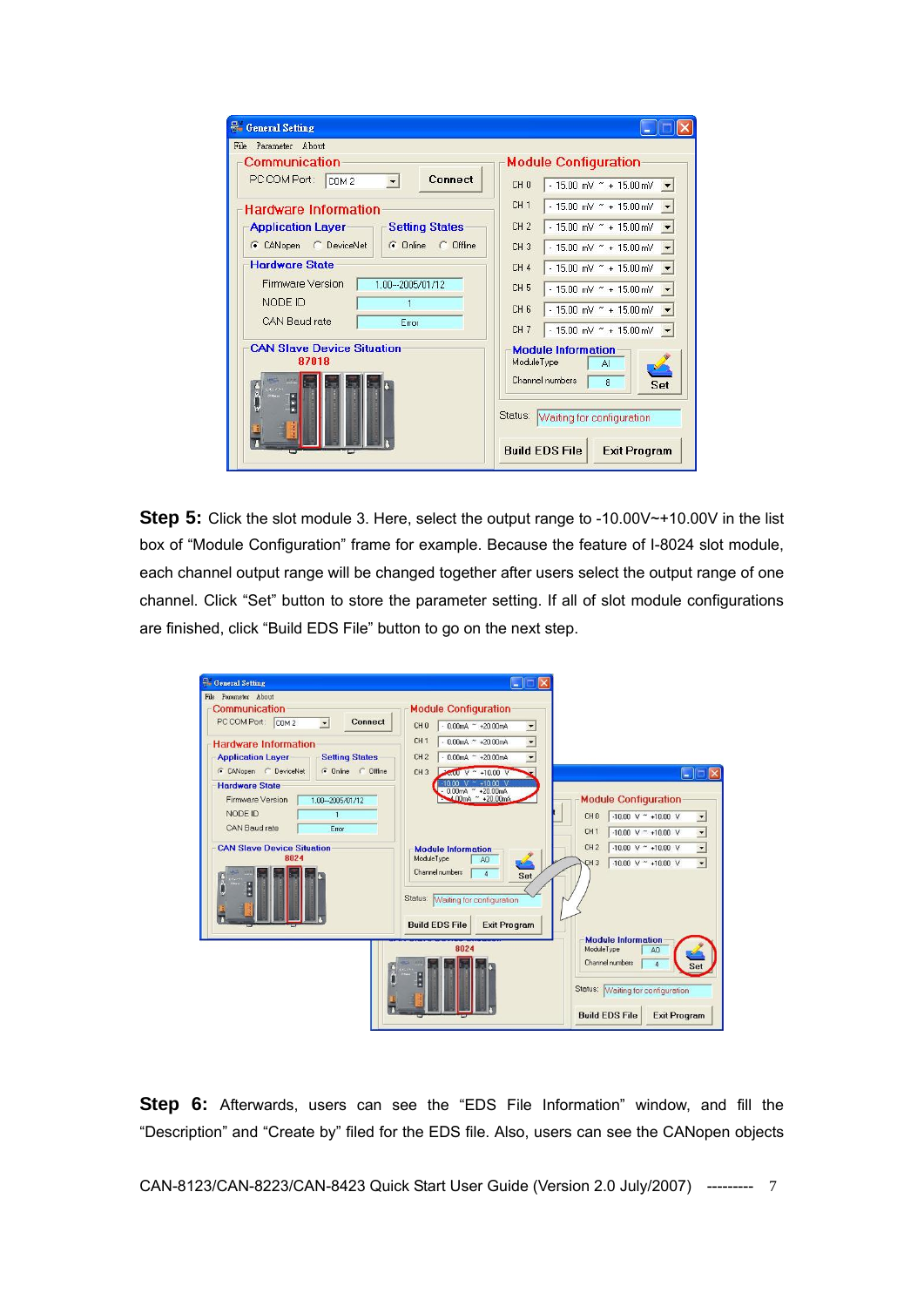**Step 5:** Click the slot module 3. Here, select the output range to -10.00V~+10.00V in the list box of “Module Configuration” frame for example. Because the feature of I-8024 slot module, each channel output range will be changed together after users select the output range of one channel. Click “Set” button to store the parameter setting. If all of slot module configurations are finished, click “Build EDS File” button to go on the next step.

**Step 6:** Afterwards, users can see the “EDS File Information” window, and fill the “Description” and “Create by” filed for the EDS file. Also, users can see the CANopen objects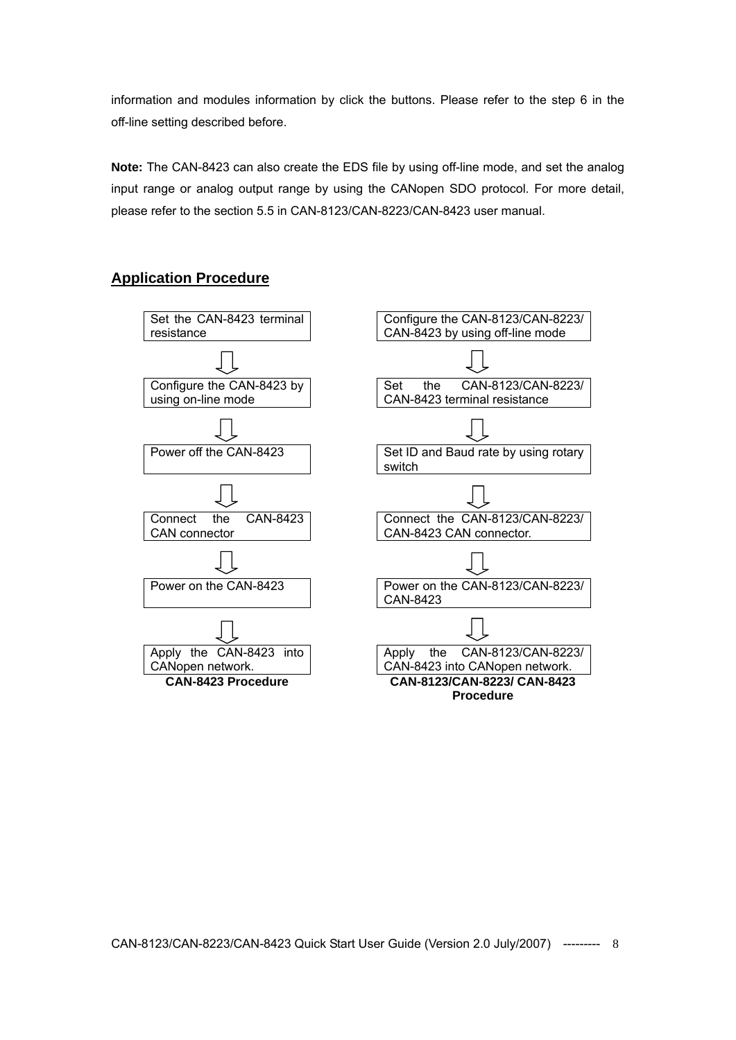information and modules information by click the buttons. Please refer to the step 6 in the off-line setting described before.

**Note:** The CAN-8423 can also create the EDS file by using off-line mode, and set the analog input range or analog output range by using the CANopen SDO protocol. For more detail, please refer to the section 5.5 in CAN-8123/CAN-8223/CAN-8423 user manual.

## Application Procedure

**CAN-8423 Procedure**

1. Set the CAN-8423 terminal resistance
2. Configure the CAN-8423 by using on-line mode
3. Power off the CAN-8423
4. Connect the CAN-8423 CAN connector
5. Power on the CAN-8423
6. Apply the CAN-8423 into CANopen network.

**CAN-8123/CAN-8223/ CAN-8423 Procedure**

1. Configure the CAN-8123/CAN-8223/ CAN-8423 by using off-line mode
2. Set the CAN-8123/CAN-8223/ CAN-8423 terminal resistance
3. Set ID and Baud rate by using rotary switch
4. Connect the CAN-8123/CAN-8223/ CAN-8423 CAN connector.
5. Power on the CAN-8123/CAN-8223/ CAN-8423
6. Apply the CAN-8123/CAN-8223/ CAN-8423 into CANopen network.